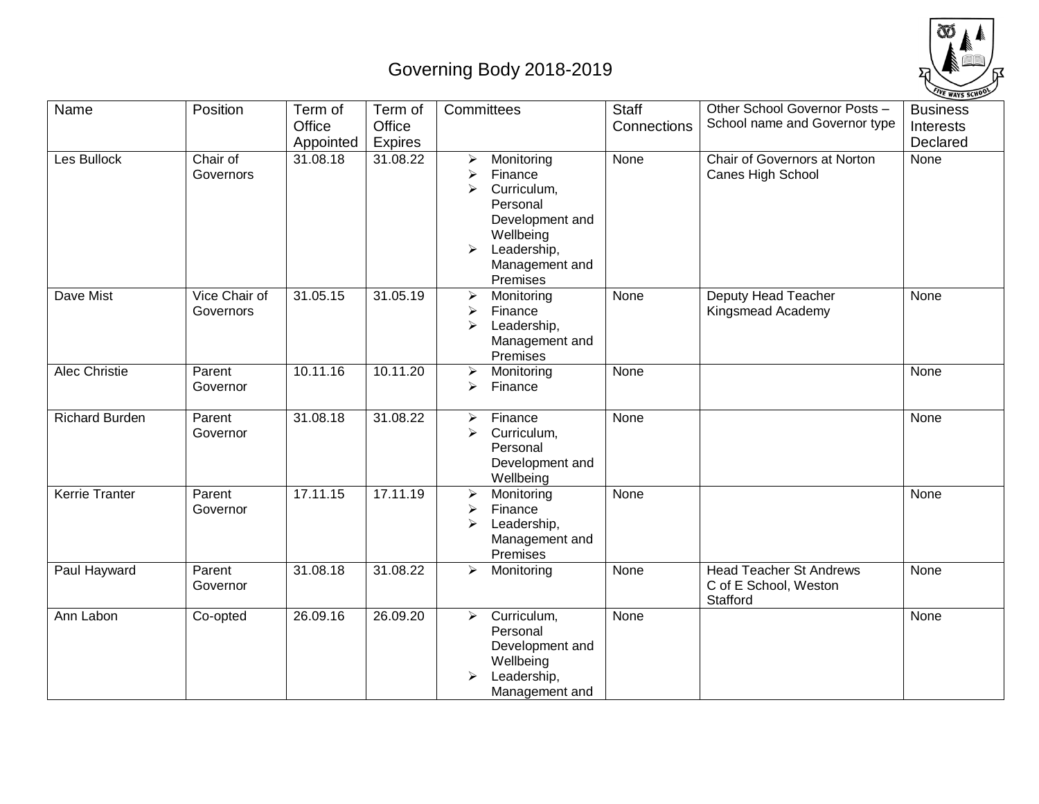# Governing Body 2018-2019

| Name | Position | Term of Office Appointed | Term of Office Expires | Committees | Staff Connections | Other School Governor Posts – School name and Governor type | Business Interests Declared |
|---|---|---|---|---|---|---|---|
| Les Bullock | Chair of Governors | 31.08.18 | 31.08.22 | ➢ Monitoring<br>➢ Finance<br>➢ Curriculum, Personal Development and Wellbeing<br>➢ Leadership, Management and Premises | None | Chair of Governors at Norton Canes High School | None |
| Dave Mist | Vice Chair of Governors | 31.05.15 | 31.05.19 | ➢ Monitoring<br>➢ Finance<br>➢ Leadership, Management and Premises | None | Deputy Head Teacher Kingsmead Academy | None |
| Alec Christie | Parent Governor | 10.11.16 | 10.11.20 | ➢ Monitoring<br>➢ Finance | None | | None |
| Richard Burden | Parent Governor | 31.08.18 | 31.08.22 | ➢ Finance<br>➢ Curriculum, Personal Development and Wellbeing | None | | None |
| Kerrie Tranter | Parent Governor | 17.11.15 | 17.11.19 | ➢ Monitoring<br>➢ Finance<br>➢ Leadership, Management and Premises | None | | None |
| Paul Hayward | Parent Governor | 31.08.18 | 31.08.22 | ➢ Monitoring | None | Head Teacher St Andrews C of E School, Weston Stafford | None |
| Ann Labon | Co-opted | 26.09.16 | 26.09.20 | ➢ Curriculum, Personal Development and Wellbeing<br>➢ Leadership, Management and | None | | None |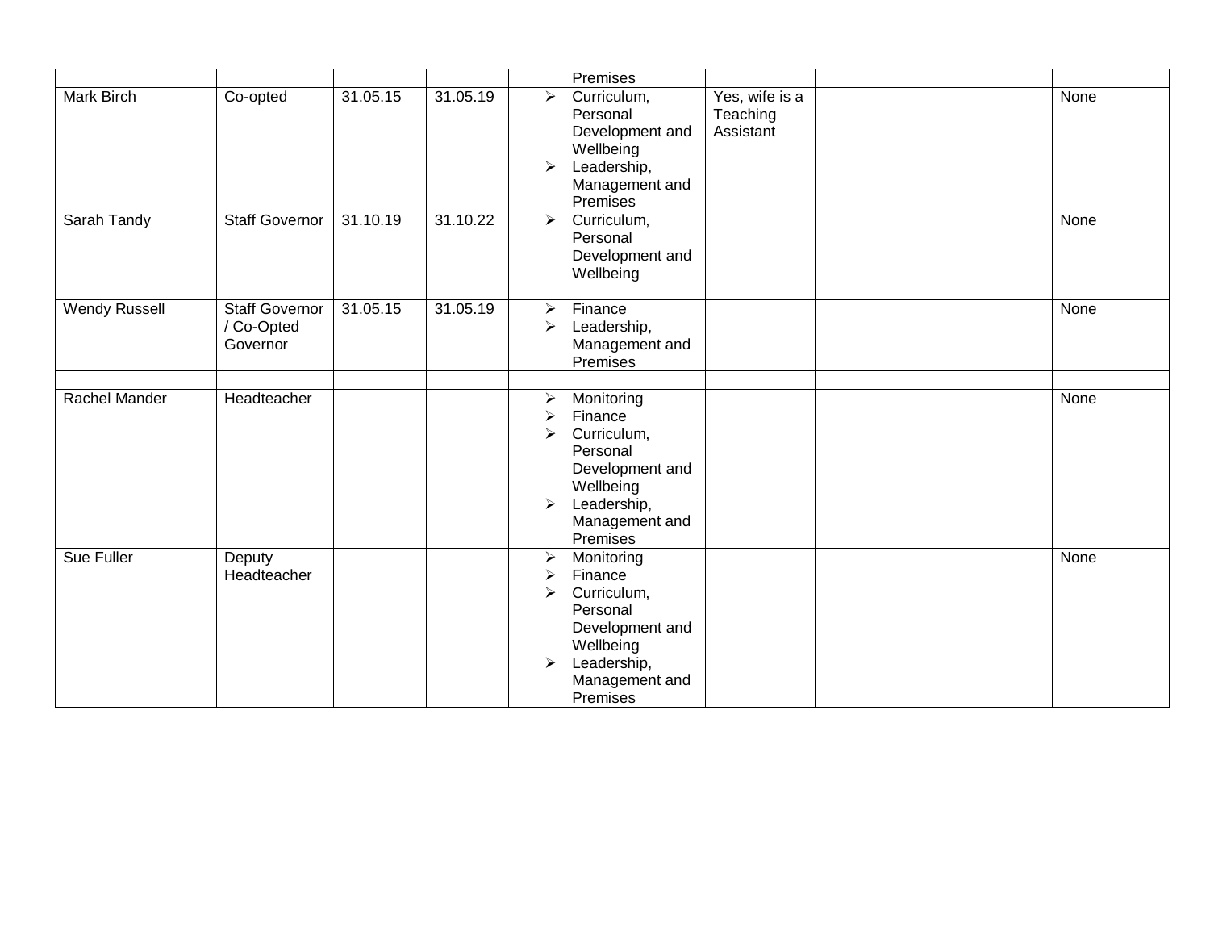| | | | | | | | |
|---|---|---|---|---|---|---|---|
| | | | | Premises | | | |
| Mark Birch | Co-opted | 31.05.15 | 31.05.19 | ➢ Curriculum, Personal Development and Wellbeing<br>➢ Leadership, Management and Premises | Yes, wife is a Teaching Assistant | | None |
| Sarah Tandy | Staff Governor | 31.10.19 | 31.10.22 | ➢ Curriculum, Personal Development and Wellbeing | | | None |
| Wendy Russell | Staff Governor / Co-Opted Governor | 31.05.15 | 31.05.19 | ➢ Finance<br>➢ Leadership, Management and Premises | | | None |
| | | | | | | | |
| Rachel Mander | Headteacher | | | ➢ Monitoring<br>➢ Finance<br>➢ Curriculum, Personal Development and Wellbeing<br>➢ Leadership, Management and Premises | | | None |
| Sue Fuller | Deputy Headteacher | | | ➢ Monitoring<br>➢ Finance<br>➢ Curriculum, Personal Development and Wellbeing<br>➢ Leadership, Management and Premises | | | None |